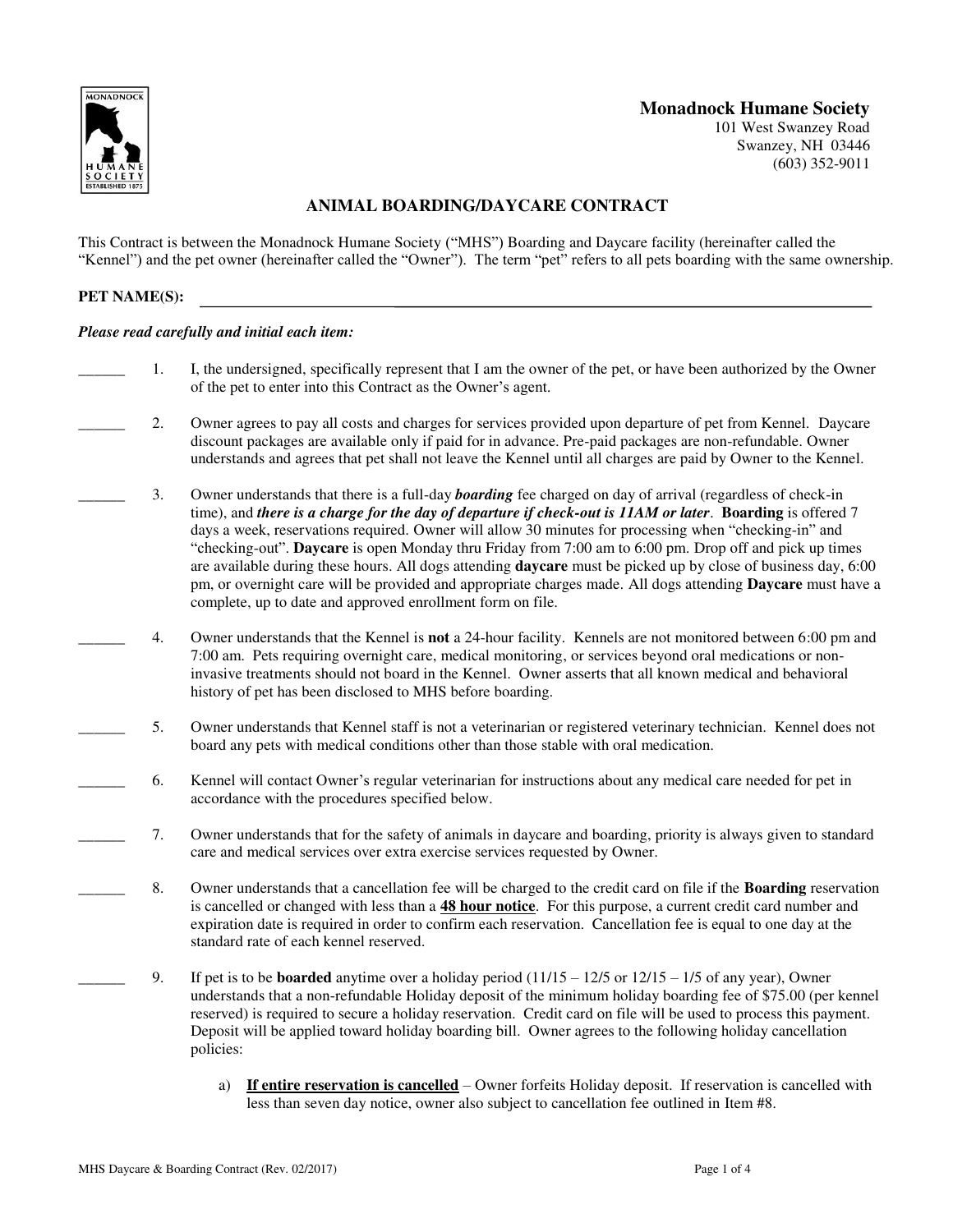**Monadnock Humane Society**
101 West Swanzey Road
Swanzey, NH 03446
(603) 352-9011

# ANIMAL BOARDING/DAYCARE CONTRACT

This Contract is between the Monadnock Humane Society ("MHS") Boarding and Daycare facility (hereinafter called the "Kennel") and the pet owner (hereinafter called the "Owner"). The term "pet" refers to all pets boarding with the same ownership.

**PET NAME(S):** ______________________________________________

***Please read carefully and initial each item:***

______ 1. I, the undersigned, specifically represent that I am the owner of the pet, or have been authorized by the Owner of the pet to enter into this Contract as the Owner's agent.

______ 2. Owner agrees to pay all costs and charges for services provided upon departure of pet from Kennel. Daycare discount packages are available only if paid for in advance. Pre-paid packages are non-refundable. Owner understands and agrees that pet shall not leave the Kennel until all charges are paid by Owner to the Kennel.

______ 3. Owner understands that there is a full-day ***boarding*** fee charged on day of arrival (regardless of check-in time), and ***there is a charge for the day of departure if check-out is 11AM or later***. **Boarding** is offered 7 days a week, reservations required. Owner will allow 30 minutes for processing when "checking-in" and "checking-out". **Daycare** is open Monday thru Friday from 7:00 am to 6:00 pm. Drop off and pick up times are available during these hours. All dogs attending **daycare** must be picked up by close of business day, 6:00 pm, or overnight care will be provided and appropriate charges made. All dogs attending **Daycare** must have a complete, up to date and approved enrollment form on file.

______ 4. Owner understands that the Kennel is **not** a 24-hour facility. Kennels are not monitored between 6:00 pm and 7:00 am. Pets requiring overnight care, medical monitoring, or services beyond oral medications or non-invasive treatments should not board in the Kennel. Owner asserts that all known medical and behavioral history of pet has been disclosed to MHS before boarding.

______ 5. Owner understands that Kennel staff is not a veterinarian or registered veterinary technician. Kennel does not board any pets with medical conditions other than those stable with oral medication.

______ 6. Kennel will contact Owner's regular veterinarian for instructions about any medical care needed for pet in accordance with the procedures specified below.

______ 7. Owner understands that for the safety of animals in daycare and boarding, priority is always given to standard care and medical services over extra exercise services requested by Owner.

______ 8. Owner understands that a cancellation fee will be charged to the credit card on file if the **Boarding** reservation is cancelled or changed with less than a **<u>48 hour notice</u>**. For this purpose, a current credit card number and expiration date is required in order to confirm each reservation. Cancellation fee is equal to one day at the standard rate of each kennel reserved.

______ 9. If pet is to be **boarded** anytime over a holiday period (11/15 – 12/5 or 12/15 – 1/5 of any year), Owner understands that a non-refundable Holiday deposit of the minimum holiday boarding fee of $75.00 (per kennel reserved) is required to secure a holiday reservation. Credit card on file will be used to process this payment. Deposit will be applied toward holiday boarding bill. Owner agrees to the following holiday cancellation policies:

   a) **<u>If entire reservation is cancelled</u>** – Owner forfeits Holiday deposit. If reservation is cancelled with less than seven day notice, owner also subject to cancellation fee outlined in Item #8.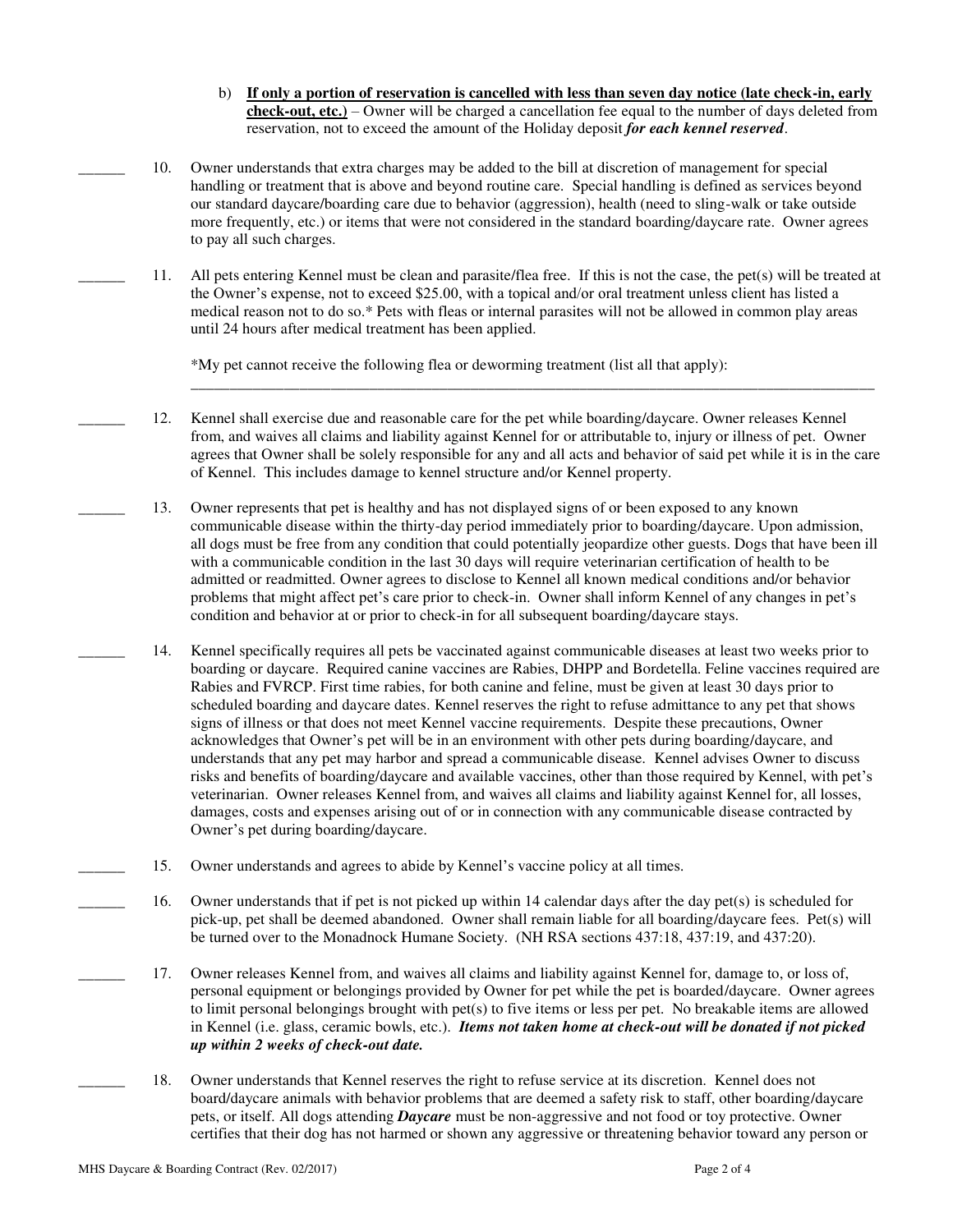b) **<u>If only a portion of reservation is cancelled with less than seven day notice (late check-in, early check-out, etc.)</u>** – Owner will be charged a cancellation fee equal to the number of days deleted from reservation, not to exceed the amount of the Holiday deposit ***for each kennel reserved***.

______ 10. Owner understands that extra charges may be added to the bill at discretion of management for special handling or treatment that is above and beyond routine care. Special handling is defined as services beyond our standard daycare/boarding care due to behavior (aggression), health (need to sling-walk or take outside more frequently, etc.) or items that were not considered in the standard boarding/daycare rate. Owner agrees to pay all such charges.

______ 11. All pets entering Kennel must be clean and parasite/flea free. If this is not the case, the pet(s) will be treated at the Owner's expense, not to exceed $25.00, with a topical and/or oral treatment unless client has listed a medical reason not to do so.* Pets with fleas or internal parasites will not be allowed in common play areas until 24 hours after medical treatment has been applied.

*My pet cannot receive the following flea or deworming treatment (list all that apply): ______________________________________________________________________________________

______ 12. Kennel shall exercise due and reasonable care for the pet while boarding/daycare. Owner releases Kennel from, and waives all claims and liability against Kennel for or attributable to, injury or illness of pet. Owner agrees that Owner shall be solely responsible for any and all acts and behavior of said pet while it is in the care of Kennel. This includes damage to kennel structure and/or Kennel property.

______ 13. Owner represents that pet is healthy and has not displayed signs of or been exposed to any known communicable disease within the thirty-day period immediately prior to boarding/daycare. Upon admission, all dogs must be free from any condition that could potentially jeopardize other guests. Dogs that have been ill with a communicable condition in the last 30 days will require veterinarian certification of health to be admitted or readmitted. Owner agrees to disclose to Kennel all known medical conditions and/or behavior problems that might affect pet's care prior to check-in. Owner shall inform Kennel of any changes in pet's condition and behavior at or prior to check-in for all subsequent boarding/daycare stays.

______ 14. Kennel specifically requires all pets be vaccinated against communicable diseases at least two weeks prior to boarding or daycare. Required canine vaccines are Rabies, DHPP and Bordetella. Feline vaccines required are Rabies and FVRCP. First time rabies, for both canine and feline, must be given at least 30 days prior to scheduled boarding and daycare dates. Kennel reserves the right to refuse admittance to any pet that shows signs of illness or that does not meet Kennel vaccine requirements. Despite these precautions, Owner acknowledges that Owner's pet will be in an environment with other pets during boarding/daycare, and understands that any pet may harbor and spread a communicable disease. Kennel advises Owner to discuss risks and benefits of boarding/daycare and available vaccines, other than those required by Kennel, with pet's veterinarian. Owner releases Kennel from, and waives all claims and liability against Kennel for, all losses, damages, costs and expenses arising out of or in connection with any communicable disease contracted by Owner's pet during boarding/daycare.

______ 15. Owner understands and agrees to abide by Kennel's vaccine policy at all times.

______ 16. Owner understands that if pet is not picked up within 14 calendar days after the day pet(s) is scheduled for pick-up, pet shall be deemed abandoned. Owner shall remain liable for all boarding/daycare fees. Pet(s) will be turned over to the Monadnock Humane Society. (NH RSA sections 437:18, 437:19, and 437:20).

______ 17. Owner releases Kennel from, and waives all claims and liability against Kennel for, damage to, or loss of, personal equipment or belongings provided by Owner for pet while the pet is boarded/daycare. Owner agrees to limit personal belongings brought with pet(s) to five items or less per pet. No breakable items are allowed in Kennel (i.e. glass, ceramic bowls, etc.). ***Items not taken home at check-out will be donated if not picked up within 2 weeks of check-out date.***

______ 18. Owner understands that Kennel reserves the right to refuse service at its discretion. Kennel does not board/daycare animals with behavior problems that are deemed a safety risk to staff, other boarding/daycare pets, or itself. All dogs attending ***Daycare*** must be non-aggressive and not food or toy protective. Owner certifies that their dog has not harmed or shown any aggressive or threatening behavior toward any person or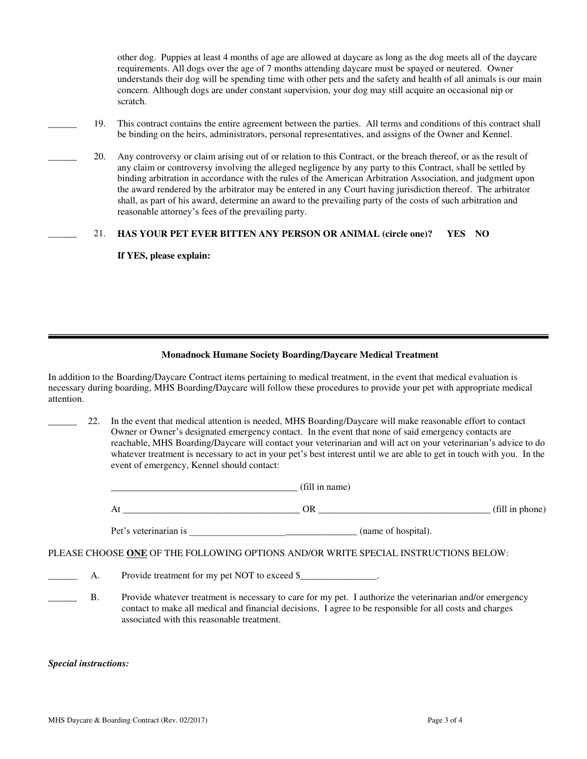other dog. Puppies at least 4 months of age are allowed at daycare as long as the dog meets all of the daycare requirements. All dogs over the age of 7 months attending daycare must be spayed or neutered. Owner understands their dog will be spending time with other pets and the safety and health of all animals is our main concern. Although dogs are under constant supervision, your dog may still acquire an occasional nip or scratch.

______ 19. This contract contains the entire agreement between the parties. All terms and conditions of this contract shall be binding on the heirs, administrators, personal representatives, and assigns of the Owner and Kennel.

______ 20. Any controversy or claim arising out of or relation to this Contract, or the breach thereof, or as the result of any claim or controversy involving the alleged negligence by any party to this Contract, shall be settled by binding arbitration in accordance with the rules of the American Arbitration Association, and judgment upon the award rendered by the arbitrator may be entered in any Court having jurisdiction thereof. The arbitrator shall, as part of his award, determine an award to the prevailing party of the costs of such arbitration and reasonable attorney's fees of the prevailing party.

______ 21. **HAS YOUR PET EVER BITTEN ANY PERSON OR ANIMAL (circle one)? YES NO**

**If YES, please explain:**

---

**Monadnock Humane Society Boarding/Daycare Medical Treatment**

In addition to the Boarding/Daycare Contract items pertaining to medical treatment, in the event that medical evaluation is necessary during boarding, MHS Boarding/Daycare will follow these procedures to provide your pet with appropriate medical attention.

______ 22. In the event that medical attention is needed, MHS Boarding/Daycare will make reasonable effort to contact Owner or Owner's designated emergency contact. In the event that none of said emergency contacts are reachable, MHS Boarding/Daycare will contact your veterinarian and will act on your veterinarian's advice to do whatever treatment is necessary to act in your pet's best interest until we are able to get in touch with you. In the event of emergency, Kennel should contact:

_______________________________________ (fill in name)

At _____________________________________ OR ____________________________________ (fill in phone)

Pet's veterinarian is __________________________________ (name of hospital).

PLEASE CHOOSE **ONE** OF THE FOLLOWING OPTIONS AND/OR WRITE SPECIAL INSTRUCTIONS BELOW:

______ A. Provide treatment for my pet NOT to exceed $________________.

______ B. Provide whatever treatment is necessary to care for my pet. I authorize the veterinarian and/or emergency contact to make all medical and financial decisions. I agree to be responsible for all costs and charges associated with this reasonable treatment.

***Special instructions:***

MHS Daycare & Boarding Contract (Rev. 02/2017)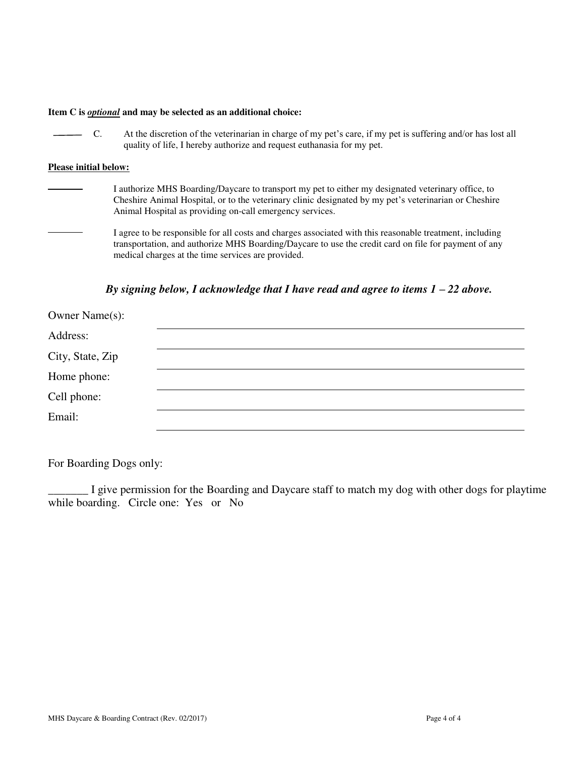**Item C is *optional* and may be selected as an additional choice:**

______ C. At the discretion of the veterinarian in charge of my pet's care, if my pet is suffering and/or has lost all quality of life, I hereby authorize and request euthanasia for my pet.

**Please initial below:**

________ I authorize MHS Boarding/Daycare to transport my pet to either my designated veterinary office, to Cheshire Animal Hospital, or to the veterinary clinic designated by my pet's veterinarian or Cheshire Animal Hospital as providing on-call emergency services.

________ I agree to be responsible for all costs and charges associated with this reasonable treatment, including transportation, and authorize MHS Boarding/Daycare to use the credit card on file for payment of any medical charges at the time services are provided.

***By signing below, I acknowledge that I have read and agree to items 1 – 22 above.***

Owner Name(s): ______________________________

Address: ______________________________

City, State, Zip ______________________________

Home phone: ______________________________

Cell phone: ______________________________

Email: ______________________________

For Boarding Dogs only:

_______ I give permission for the Boarding and Daycare staff to match my dog with other dogs for playtime while boarding. Circle one: Yes or No